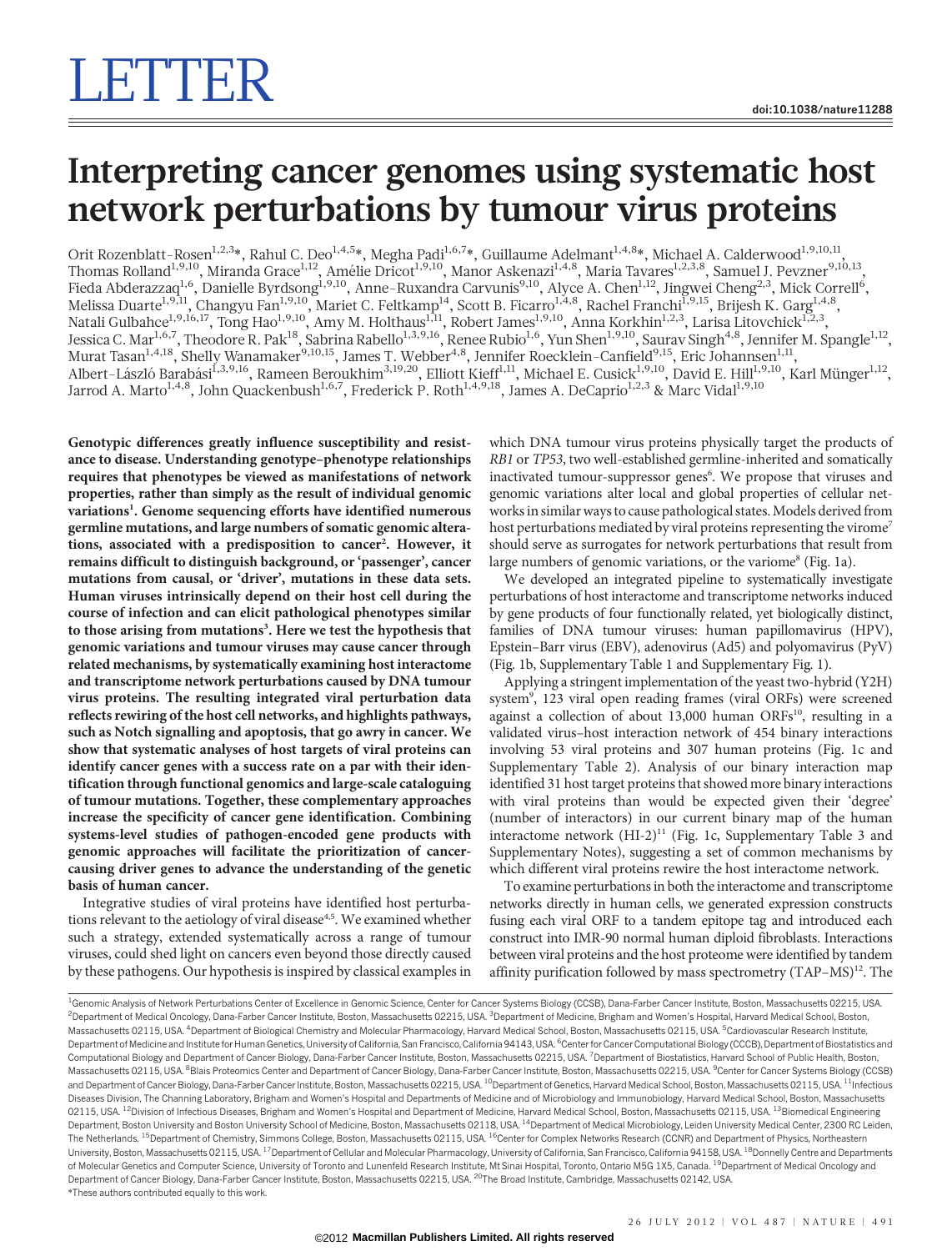# LETTER

doi:10.1038/nature11288

# Interpreting cancer genomes using systematic host network perturbations by tumour virus proteins

Orit Rozenblatt-Rosen[1,2,3]*, Rahul C. Deo[1,4,5]*, Megha Padi[1,6,7]*, Guillaume Adelmant[1,4,8]*, Michael A. Calderwood[1,9,10,11], Thomas Rolland[1,9,10], Miranda Grace[1,12], Amélie Dricot[1,9,10], Manor Askenazi[1,4,8], Maria Tavares[1,2,3,8], Samuel J. Pevzner[9,10,13], Fieda Abderazzaq[1,6], Danielle Byrdsong[1,9,10], Anne-Ruxandra Carvunis[9,10], Alyce A. Chen[1,12], Jingwei Cheng[2,3], Mick Correll[6], Melissa Duarte[1,9,11], Changyu Fan[1,9,10], Mariet C. Feltkamp[14], Scott B. Ficarro[1,4,8], Rachel Franchi[1,9,15], Brijesh K. Garg[1,4,8], Natali Gulbahce[1,9,16,17], Tong Hao[1,9,10], Amy M. Holthaus[1,11], Robert James[1,9,10], Anna Korkhin[1,2,3], Larisa Litovchick[1,2,3], Jessica C. Mar[1,6,7], Theodore R. Pak[18], Sabrina Rabello[1,3,9,16], Renee Rubio[1,6], Yun Shen[1,9,10], Saurav Singh[4,8], Jennifer M. Spangle[1,12], Murat Tasan[1,4,18], Shelly Wanamaker[9,10,15], James T. Webber[4,8], Jennifer Roecklein-Canfield[9,15], Eric Johannsen[1,11], Albert-László Barabási[1,3,9,16], Rameen Beroukhim[3,19,20], Elliott Kieff[1,11], Michael E. Cusick[1,9,10], David E. Hill[1,9,10], Karl Münger[1,12], Jarrod A. Marto[1,4,8], John Quackenbush[1,6,7], Frederick P. Roth[1,4,9,18], James A. DeCaprio[1,2,3] & Marc Vidal[1,9,10]

**Genotypic differences greatly influence susceptibility and resistance to disease. Understanding genotype–phenotype relationships requires that phenotypes be viewed as manifestations of network properties, rather than simply as the result of individual genomic variations[1]. Genome sequencing efforts have identified numerous germline mutations, and large numbers of somatic genomic alterations, associated with a predisposition to cancer[2]. However, it remains difficult to distinguish background, or 'passenger', cancer mutations from causal, or 'driver', mutations in these data sets. Human viruses intrinsically depend on their host cell during the course of infection and can elicit pathological phenotypes similar to those arising from mutations[3]. Here we test the hypothesis that genomic variations and tumour viruses may cause cancer through related mechanisms, by systematically examining host interactome and transcriptome network perturbations caused by DNA tumour virus proteins. The resulting integrated viral perturbation data reflects rewiring of the host cell networks, and highlights pathways, such as Notch signalling and apoptosis, that go awry in cancer. We show that systematic analyses of host targets of viral proteins can identify cancer genes with a success rate on a par with their identification through functional genomics and large-scale cataloguing of tumour mutations. Together, these complementary approaches increase the specificity of cancer gene identification. Combining systems-level studies of pathogen-encoded gene products with genomic approaches will facilitate the prioritization of cancer-causing driver genes to advance the understanding of the genetic basis of human cancer.**

Integrative studies of viral proteins have identified host perturbations relevant to the aetiology of viral disease[4,5]. We examined whether such a strategy, extended systematically across a range of tumour viruses, could shed light on cancers even beyond those directly caused by these pathogens. Our hypothesis is inspired by classical examples in which DNA tumour virus proteins physically target the products of *RB1* or *TP53*, two well-established germline-inherited and somatically inactivated tumour-suppressor genes[6]. We propose that viruses and genomic variations alter local and global properties of cellular networks in similar ways to cause pathological states. Models derived from host perturbations mediated by viral proteins representing the virome[7] should serve as surrogates for network perturbations that result from large numbers of genomic variations, or the variome[8] (Fig. 1a).

We developed an integrated pipeline to systematically investigate perturbations of host interactome and transcriptome networks induced by gene products of four functionally related, yet biologically distinct, families of DNA tumour viruses: human papillomavirus (HPV), Epstein–Barr virus (EBV), adenovirus (Ad5) and polyomavirus (PyV) (Fig. 1b, Supplementary Table 1 and Supplementary Fig. 1).

Applying a stringent implementation of the yeast two-hybrid (Y2H) system[9], 123 viral open reading frames (viral ORFs) were screened against a collection of about 13,000 human ORFs[10], resulting in a validated virus–host interaction network of 454 binary interactions involving 53 viral proteins and 307 human proteins (Fig. 1c and Supplementary Table 2). Analysis of our binary interaction map identified 31 host target proteins that showed more binary interactions with viral proteins than would be expected given their 'degree' (number of interactors) in our current binary map of the human interactome network (HI-2)[11] (Fig. 1c, Supplementary Table 3 and Supplementary Notes), suggesting a set of common mechanisms by which different viral proteins rewire the host interactome network.

To examine perturbations in both the interactome and transcriptome networks directly in human cells, we generated expression constructs fusing each viral ORF to a tandem epitope tag and introduced each construct into IMR-90 normal human diploid fibroblasts. Interactions between viral proteins and the host proteome were identified by tandem affinity purification followed by mass spectrometry (TAP–MS)[12]. The

[1]Genomic Analysis of Network Perturbations Center of Excellence in Genomic Science, Center for Cancer Systems Biology (CCSB), Dana-Farber Cancer Institute, Boston, Massachusetts 02215, USA. [2]Department of Medical Oncology, Dana-Farber Cancer Institute, Boston, Massachusetts 02215, USA. [3]Department of Medicine, Brigham and Women's Hospital, Harvard Medical School, Boston, Massachusetts 02115, USA. [4]Department of Biological Chemistry and Molecular Pharmacology, Harvard Medical School, Boston, Massachusetts 02115, USA. [5]Cardiovascular Research Institute, Department of Medicine and Institute for Human Genetics, University of California, San Francisco, California 94143, USA. [6]Center for Cancer Computational Biology (CCCB), Department of Biostatistics and Computational Biology and Department of Cancer Biology, Dana-Farber Cancer Institute, Boston, Massachusetts 02215, USA. [7]Department of Biostatistics, Harvard School of Public Health, Boston, Massachusetts 02115, USA. [8]Blais Proteomics Center and Department of Cancer Biology, Dana-Farber Cancer Institute, Boston, Massachusetts 02215, USA. [9]Center for Cancer Systems Biology (CCSB) and Department of Cancer Biology, Dana-Farber Cancer Institute, Boston, Massachusetts 02215, USA. [10]Department of Genetics, Harvard Medical School, Boston, Massachusetts 02115, USA. [11]Infectious Diseases Division, The Channing Laboratory, Brigham and Women's Hospital and Departments of Medicine and of Microbiology and Immunobiology, Harvard Medical School, Boston, Massachusetts 02115, USA. [12]Division of Infectious Diseases, Brigham and Women's Hospital and Department of Medicine, Harvard Medical School, Boston, Massachusetts 02115, USA. [13]Biomedical Engineering Department, Boston University and Boston University School of Medicine, Boston, Massachusetts 02118, USA. [14]Department of Medical Microbiology, Leiden University Medical Center, 2300 RC Leiden, The Netherlands. [15]Department of Chemistry, Simmons College, Boston, Massachusetts 02115, USA. [16]Center for Complex Networks Research (CCNR) and Department of Physics, Northeastern University, Boston, Massachusetts 02115, USA. [17]Department of Cellular and Molecular Pharmacology, University of California, San Francisco, California 94158, USA. [18]Donnelly Centre and Departments of Molecular Genetics and Computer Science, University of Toronto and Lunenfeld Research Institute, Mt Sinai Hospital, Toronto, Ontario M5G 1X5, Canada. [19]Department of Medical Oncology and Department of Cancer Biology, Dana-Farber Cancer Institute, Boston, Massachusetts 02215, USA. [20]The Broad Institute, Cambridge, Massachusetts 02142, USA.
*These authors contributed equally to this work.

©2012 Macmillan Publishers Limited. All rights reserved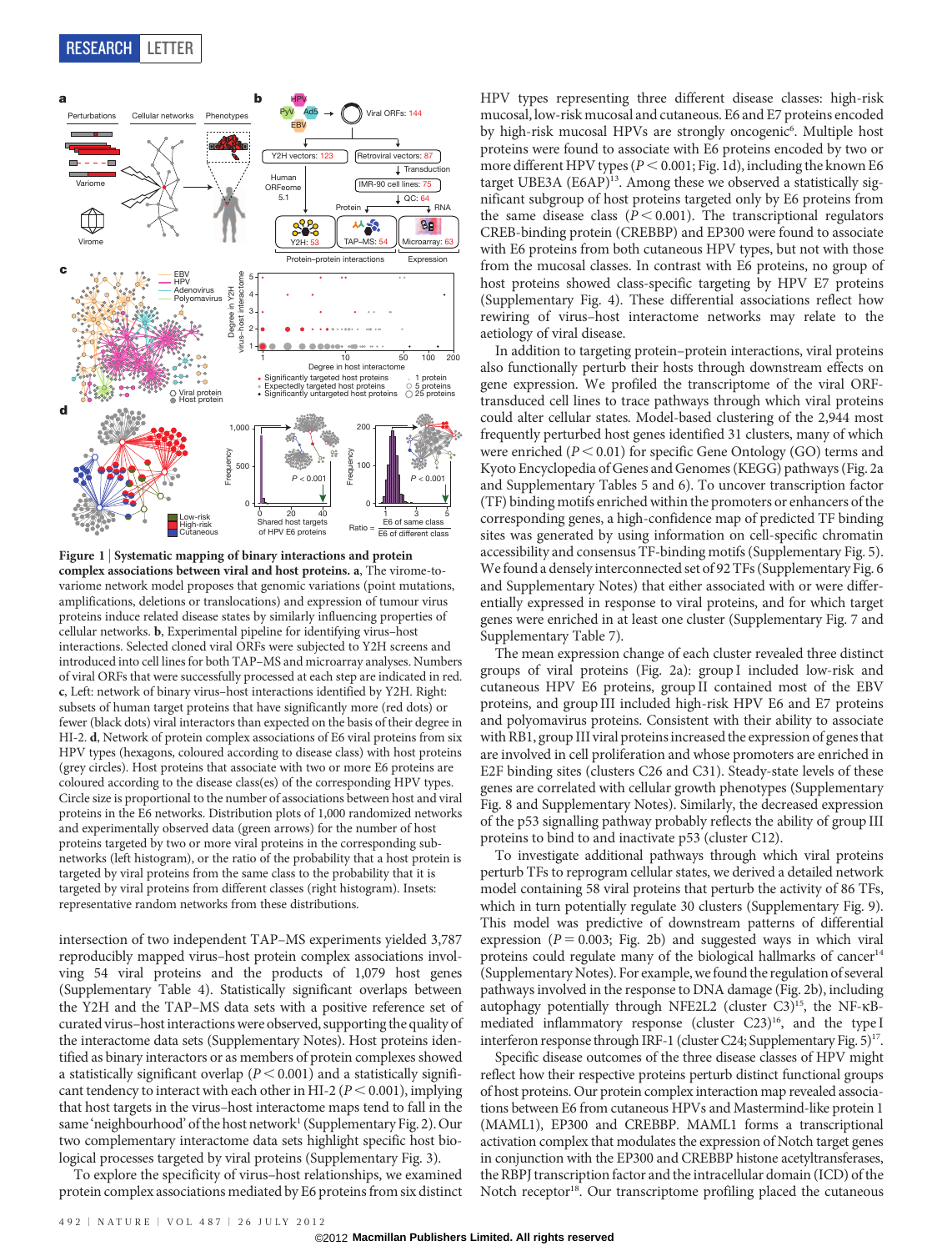**Figure 1 | Systematic mapping of binary interactions and protein complex associations between viral and host proteins. a**, The virome-to-variome network model proposes that genomic variations (point mutations, amplifications, deletions or translocations) and expression of tumour virus proteins induce related disease states by similarly influencing properties of cellular networks. **b**, Experimental pipeline for identifying virus–host interactions. Selected cloned viral ORFs were subjected to Y2H screens and introduced into cell lines for both TAP–MS and microarray analyses. Numbers of viral ORFs that were successfully processed at each step are indicated in red. **c**, Left: network of binary virus–host interactions identified by Y2H. Right: subsets of human target proteins that have significantly more (red dots) or fewer (black dots) viral interactors than expected on the basis of their degree in HI-2. **d**, Network of protein complex associations of E6 viral proteins from six HPV types (hexagons, coloured according to disease class) with host proteins (grey circles). Host proteins that associate with two or more E6 proteins are coloured according to the disease class(es) of the corresponding HPV types. Circle size is proportional to the number of associations between host and viral proteins in the E6 networks. Distribution plots of 1,000 randomized networks and experimentally observed data (green arrows) for the number of host proteins targeted by two or more viral proteins in the corresponding subnetworks (left histogram), or the ratio of the probability that a host protein is targeted by viral proteins from the same class to the probability that it is targeted by viral proteins from different classes (right histogram). Insets: representative random networks from these distributions.

intersection of two independent TAP–MS experiments yielded 3,787 reproducibly mapped virus–host protein complex associations involving 54 viral proteins and the products of 1,079 host genes (Supplementary Table 4). Statistically significant overlaps between the Y2H and the TAP–MS data sets with a positive reference set of curated virus–host interactions were observed, supporting the quality of the interactome data sets (Supplementary Notes). Host proteins identified as binary interactors or as members of protein complexes showed a statistically significant overlap ($P < 0.001$) and a statistically significant tendency to interact with each other in HI-2 ($P < 0.001$), implying that host targets in the virus–host interactome maps tend to fall in the same 'neighbourhood' of the host network[1] (Supplementary Fig. 2). Our two complementary interactome data sets highlight specific host biological processes targeted by viral proteins (Supplementary Fig. 3).

To explore the specificity of virus–host relationships, we examined protein complex associations mediated by E6 proteins from six distinct HPV types representing three different disease classes: high-risk mucosal, low-risk mucosal and cutaneous. E6 and E7 proteins encoded by high-risk mucosal HPVs are strongly oncogenic[6]. Multiple host proteins were found to associate with E6 proteins encoded by two or more different HPV types ($P < 0.001$; Fig. 1d), including the known E6 target UBE3A (E6AP)[13]. Among these we observed a statistically significant subgroup of host proteins targeted only by E6 proteins from the same disease class ($P < 0.001$). The transcriptional regulators CREB-binding protein (CREBBP) and EP300 were found to associate with E6 proteins from both cutaneous HPV types, but not with those from the mucosal classes. In contrast with E6 proteins, no group of host proteins showed class-specific targeting by HPV E7 proteins (Supplementary Fig. 4). These differential associations reflect how rewiring of virus–host interactome networks may relate to the aetiology of viral disease.

In addition to targeting protein–protein interactions, viral proteins also functionally perturb their hosts through downstream effects on gene expression. We profiled the transcriptome of the viral ORF-transduced cell lines to trace pathways through which viral proteins could alter cellular states. Model-based clustering of the 2,944 most frequently perturbed host genes identified 31 clusters, many of which were enriched ($P < 0.01$) for specific Gene Ontology (GO) terms and Kyoto Encyclopedia of Genes and Genomes (KEGG) pathways (Fig. 2a and Supplementary Tables 5 and 6). To uncover transcription factor (TF) binding motifs enriched within the promoters or enhancers of the corresponding genes, a high-confidence map of predicted TF binding sites was generated by using information on cell-specific chromatin accessibility and consensus TF-binding motifs (Supplementary Fig. 5). We found a densely interconnected set of 92 TFs (Supplementary Fig. 6 and Supplementary Notes) that either associated with or were differentially expressed in response to viral proteins, and for which target genes were enriched in at least one cluster (Supplementary Fig. 7 and Supplementary Table 7).

The mean expression change of each cluster revealed three distinct groups of viral proteins (Fig. 2a): group I included low-risk and cutaneous HPV E6 proteins, group II contained most of the EBV proteins, and group III included high-risk HPV E6 and E7 proteins and polyomavirus proteins. Consistent with their ability to associate with RB1, group III viral proteins increased the expression of genes that are involved in cell proliferation and whose promoters are enriched in E2F binding sites (clusters C26 and C31). Steady-state levels of these genes are correlated with cellular growth phenotypes (Supplementary Fig. 8 and Supplementary Notes). Similarly, the decreased expression of the p53 signalling pathway probably reflects the ability of group III proteins to bind to and inactivate p53 (cluster C12).

To investigate additional pathways through which viral proteins perturb TFs to reprogram cellular states, we derived a detailed network model containing 58 viral proteins that perturb the activity of 86 TFs, which in turn potentially regulate 30 clusters (Supplementary Fig. 9). This model was predictive of downstream patterns of differential expression ($P = 0.003$; Fig. 2b) and suggested ways in which viral proteins could regulate many of the biological hallmarks of cancer[14] (Supplementary Notes). For example, we found the regulation of several pathways involved in the response to DNA damage (Fig. 2b), including autophagy potentially through NFE2L2 (cluster C3)[15], the NF-κB-mediated inflammatory response (cluster C23)[16], and the type I interferon response through IRF-1 (cluster C24; Supplementary Fig. 5)[17].

Specific disease outcomes of the three disease classes of HPV might reflect how their respective proteins perturb distinct functional groups of host proteins. Our protein complex interaction map revealed associations between E6 from cutaneous HPVs and Mastermind-like protein 1 (MAML1), EP300 and CREBBP. MAML1 forms a transcriptional activation complex that modulates the expression of Notch target genes in conjunction with the EP300 and CREBBP histone acetyltransferases, the RBPJ transcription factor and the intracellular domain (ICD) of the Notch receptor[18]. Our transcriptome profiling placed the cutaneous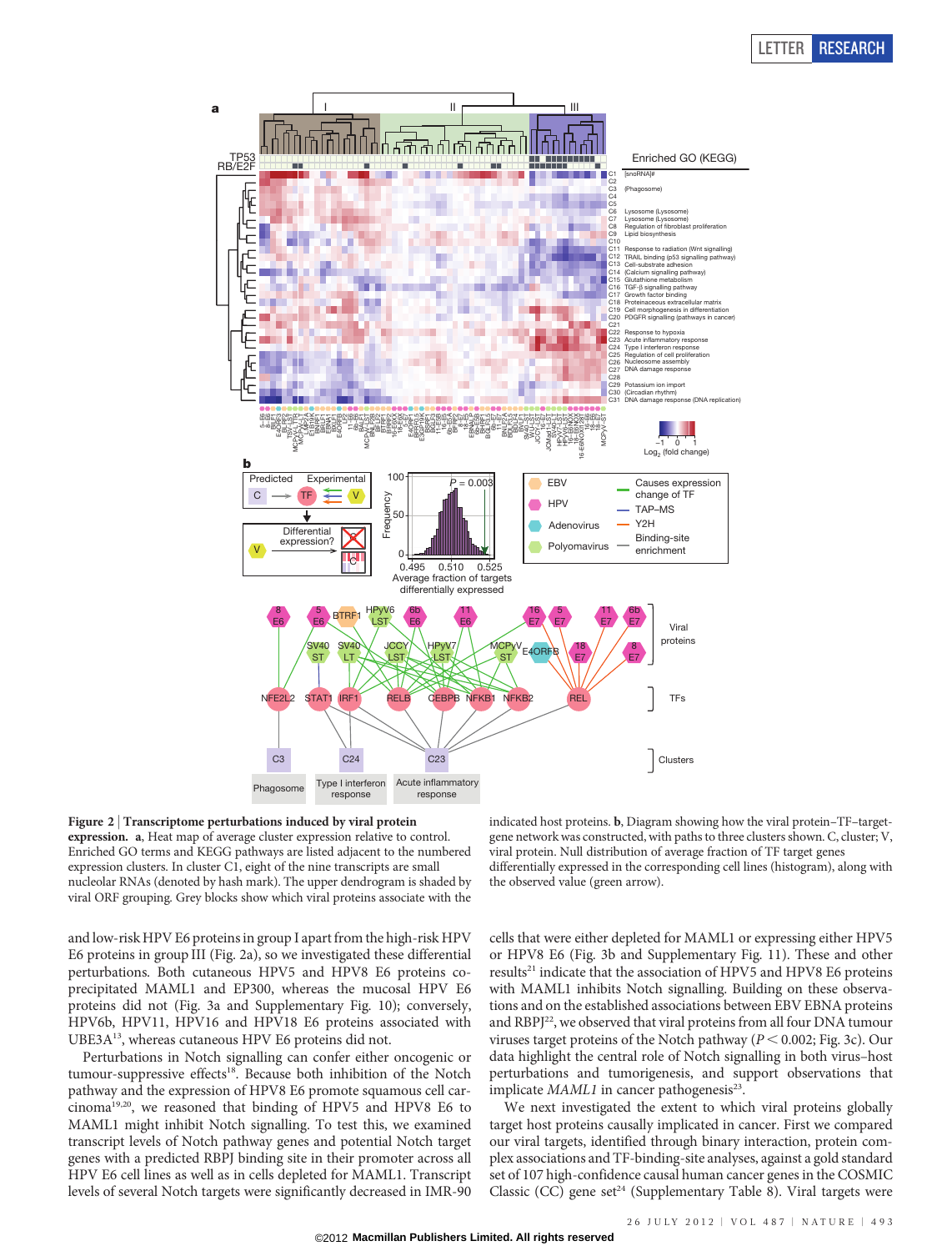**Figure 2 | Transcriptome perturbations induced by viral protein expression.** **a**, Heat map of average cluster expression relative to control. Enriched GO terms and KEGG pathways are listed adjacent to the numbered expression clusters. In cluster C1, eight of the nine transcripts are small nucleolar RNAs (denoted by hash mark). The upper dendrogram is shaded by viral ORF grouping. Grey blocks show which viral proteins associate with the indicated host proteins. **b**, Diagram showing how the viral protein–TF–target-gene network was constructed, with paths to three clusters shown. C, cluster; V, viral protein. Null distribution of average fraction of TF target genes differentially expressed in the corresponding cell lines (histogram), along with the observed value (green arrow).

and low-risk HPV E6 proteins in group I apart from the high-risk HPV E6 proteins in group III (Fig. 2a), so we investigated these differential perturbations. Both cutaneous HPV5 and HPV8 E6 proteins co-precipitated MAML1 and EP300, whereas the mucosal HPV E6 proteins did not (Fig. 3a and Supplementary Fig. 10); conversely, HPV6b, HPV11, HPV16 and HPV18 E6 proteins associated with UBE3A[13], whereas cutaneous HPV E6 proteins did not.

Perturbations in Notch signalling can confer either oncogenic or tumour-suppressive effects[18]. Because both inhibition of the Notch pathway and the expression of HPV8 E6 promote squamous cell carcinoma[19,20], we reasoned that binding of HPV5 and HPV8 E6 to MAML1 might inhibit Notch signalling. To test this, we examined transcript levels of Notch pathway genes and potential Notch target genes with a predicted RBPJ binding site in their promoter across all HPV E6 cell lines as well as in cells depleted for MAML1. Transcript levels of several Notch targets were significantly decreased in IMR-90 cells that were either depleted for MAML1 or expressing either HPV5 or HPV8 E6 (Fig. 3b and Supplementary Fig. 11). These and other results[21] indicate that the association of HPV5 and HPV8 E6 proteins with MAML1 inhibits Notch signalling. Building on these observations and on the established associations between EBV EBNA proteins and RBPJ[22], we observed that viral proteins from all four DNA tumour viruses target proteins of the Notch pathway ($P < 0.002$; Fig. 3c). Our data highlight the central role of Notch signalling in both virus–host perturbations and tumorigenesis, and support observations that implicate *MAML1* in cancer pathogenesis[23].

We next investigated the extent to which viral proteins globally target host proteins causally implicated in cancer. First we compared our viral targets, identified through binary interaction, protein complex associations and TF-binding-site analyses, against a gold standard set of 107 high-confidence causal human cancer genes in the COSMIC Classic (CC) gene set[24] (Supplementary Table 8). Viral targets were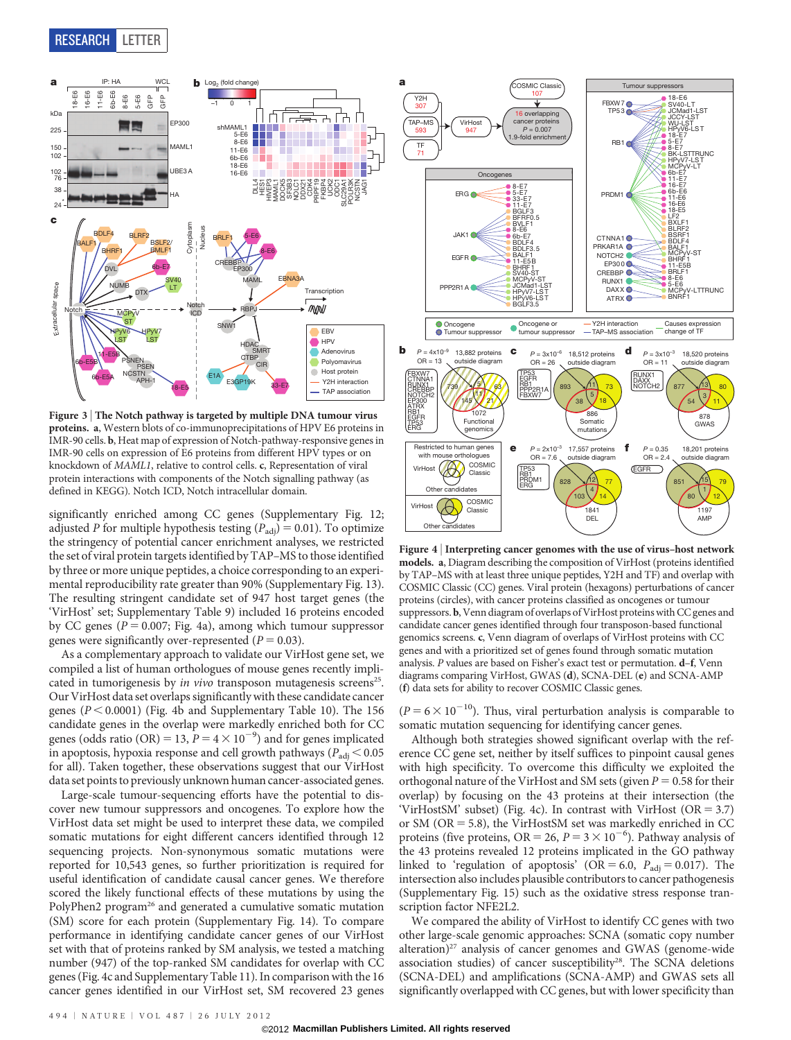**Figure 3 | The Notch pathway is targeted by multiple DNA tumour virus proteins. a**, Western blots of co-immunoprecipitations of HPV E6 proteins in IMR-90 cells. **b**, Heat map of expression of Notch-pathway-responsive genes in IMR-90 cells on expression of E6 proteins from different HPV types or on knockdown of *MAML1*, relative to control cells. **c**, Representation of viral protein interactions with components of the Notch signalling pathway (as defined in KEGG). Notch ICD, Notch intracellular domain.

significantly enriched among CC genes (Supplementary Fig. 12; adjusted *P* for multiple hypothesis testing ($P_{adj}$) = 0.01). To optimize the stringency of potential cancer enrichment analyses, we restricted the set of viral protein targets identified by TAP–MS to those identified by three or more unique peptides, a choice corresponding to an experimental reproducibility rate greater than 90% (Supplementary Fig. 13). The resulting stringent candidate set of 947 host target genes (the 'VirHost' set; Supplementary Table 9) included 16 proteins encoded by CC genes ($P = 0.007$; Fig. 4a), among which tumour suppressor genes were significantly over-represented ($P = 0.03$).

As a complementary approach to validate our VirHost gene set, we compiled a list of human orthologues of mouse genes recently implicated in tumorigenesis by *in vivo* transposon mutagenesis screens[25]. Our VirHost data set overlaps significantly with these candidate cancer genes ($P < 0.0001$) (Fig. 4b and Supplementary Table 10). The 156 candidate genes in the overlap were markedly enriched both for CC genes (odds ratio (OR) = 13, $P = 4 \times 10^{-9}$) and for genes implicated in apoptosis, hypoxia response and cell growth pathways ($P_{adj} < 0.05$ for all). Taken together, these observations suggest that our VirHost data set points to previously unknown human cancer-associated genes.

Large-scale tumour-sequencing efforts have the potential to discover new tumour suppressors and oncogenes. To explore how the VirHost data set might be used to interpret these data, we compiled somatic mutations for eight different cancers identified through 12 sequencing projects. Non-synonymous somatic mutations were reported for 10,543 genes, so further prioritization is required for useful identification of candidate causal cancer genes. We therefore scored the likely functional effects of these mutations by using the PolyPhen2 program[26] and generated a cumulative somatic mutation (SM) score for each protein (Supplementary Fig. 14). To compare performance in identifying candidate cancer genes of our VirHost set with that of proteins ranked by SM analysis, we tested a matching number (947) of the top-ranked SM candidates for overlap with CC genes (Fig. 4c and Supplementary Table 11). In comparison with the 16 cancer genes identified in our VirHost set, SM recovered 23 genes

**Figure 4 | Interpreting cancer genomes with the use of virus–host network models. a**, Diagram describing the composition of VirHost (proteins identified by TAP–MS with at least three unique peptides, Y2H and TF) and overlap with COSMIC Classic (CC) genes. Viral protein (hexagons) perturbations of cancer proteins (circles), with cancer proteins classified as oncogenes or tumour suppressors. **b**, Venn diagram of overlaps of VirHost proteins with CC genes and candidate cancer genes identified through four transposon-based functional genomics screens. **c**, Venn diagram of overlaps of VirHost proteins with CC genes and with a prioritized set of genes found through somatic mutation analysis. *P* values are based on Fisher's exact test or permutation. **d–f**, Venn diagrams comparing VirHost, GWAS (**d**), SCNA-DEL (**e**) and SCNA-AMP (**f**) data sets for ability to recover COSMIC Classic genes.

($P = 6 \times 10^{-10}$). Thus, viral perturbation analysis is comparable to somatic mutation sequencing for identifying cancer genes.

Although both strategies showed significant overlap with the reference CC gene set, neither by itself suffices to pinpoint causal genes with high specificity. To overcome this difficulty we exploited the orthogonal nature of the VirHost and SM sets (given $P = 0.58$ for their overlap) by focusing on the 43 proteins at their intersection (the 'VirHostSM' subset) (Fig. 4c). In contrast with VirHost (OR = 3.7) or SM (OR = 5.8), the VirHostSM set was markedly enriched in CC proteins (five proteins, OR = 26, $P = 3 \times 10^{-6}$). Pathway analysis of the 43 proteins revealed 12 proteins implicated in the GO pathway linked to 'regulation of apoptosis' (OR = 6.0, $P_{adj} = 0.017$). The intersection also includes plausible contributors to cancer pathogenesis (Supplementary Fig. 15) such as the oxidative stress response transcription factor NFE2L2.

We compared the ability of VirHost to identify CC genes with two other large-scale genomic approaches: SCNA (somatic copy number alteration)[27] analysis of cancer genomes and GWAS (genome-wide association studies) of cancer susceptibility[28]. The SCNA deletions (SCNA-DEL) and amplifications (SCNA-AMP) and GWAS sets all significantly overlapped with CC genes, but with lower specificity than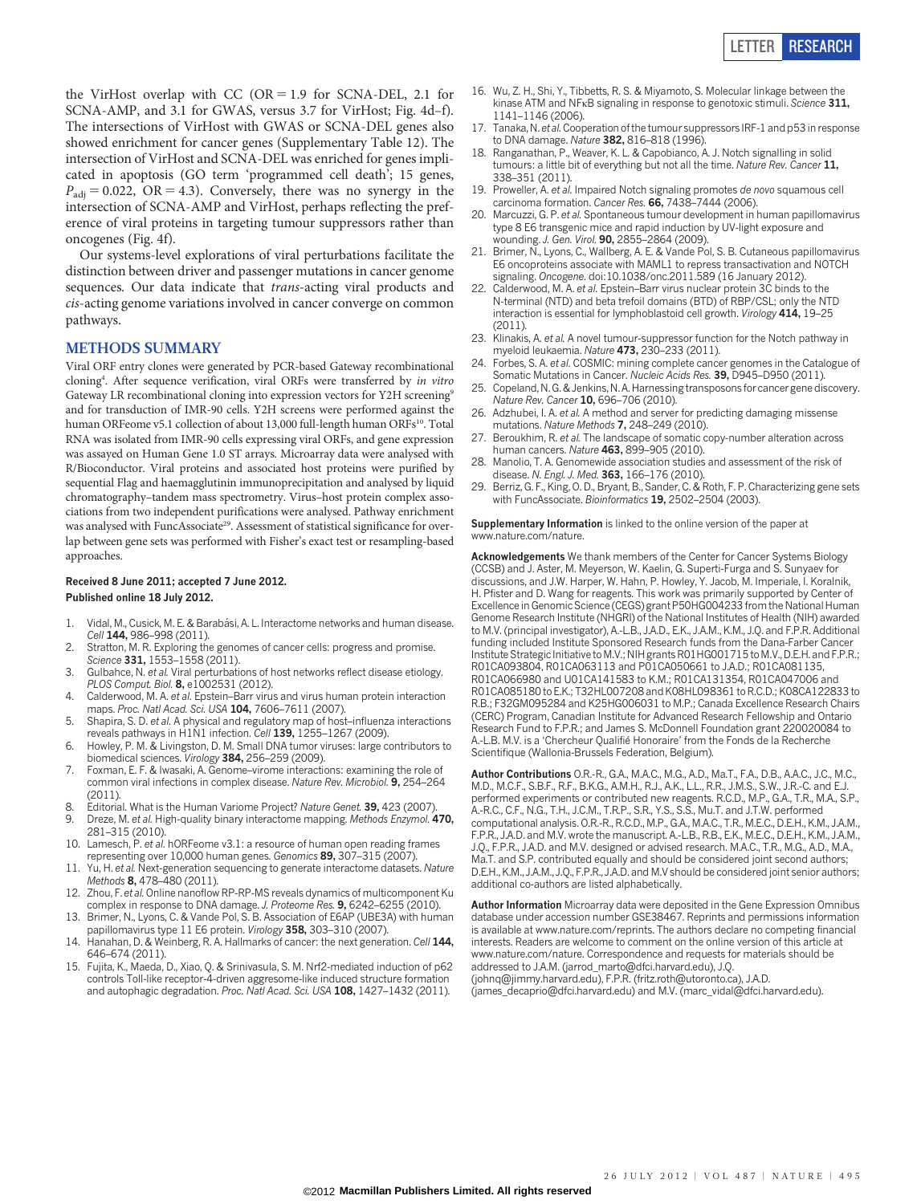the VirHost overlap with CC (OR = 1.9 for SCNA-DEL, 2.1 for SCNA-AMP, and 3.1 for GWAS, versus 3.7 for VirHost; Fig. 4d–f). The intersections of VirHost with GWAS or SCNA-DEL genes also showed enrichment for cancer genes (Supplementary Table 12). The intersection of VirHost and SCNA-DEL was enriched for genes implicated in apoptosis (GO term 'programmed cell death'; 15 genes, $P_{adj} = 0.022$, OR = 4.3). Conversely, there was no synergy in the intersection of SCNA-AMP and VirHost, perhaps reflecting the preference of viral proteins in targeting tumour suppressors rather than oncogenes (Fig. 4f).

Our systems-level explorations of viral perturbations facilitate the distinction between driver and passenger mutations in cancer genome sequences. Our data indicate that *trans*-acting viral products and *cis*-acting genome variations involved in cancer converge on common pathways.

## METHODS SUMMARY

Viral ORF entry clones were generated by PCR-based Gateway recombinational cloning[4]. After sequence verification, viral ORFs were transferred by *in vitro* Gateway LR recombinational cloning into expression vectors for Y2H screening[9] and for transduction of IMR-90 cells. Y2H screens were performed against the human ORFeome v5.1 collection of about 13,000 full-length human ORFs[10]. Total RNA was isolated from IMR-90 cells expressing viral ORFs, and gene expression was assayed on Human Gene 1.0 ST arrays. Microarray data were analysed with R/Bioconductor. Viral proteins and associated host proteins were purified by sequential Flag and haemagglutinin immunoprecipitation and analysed by liquid chromatography–tandem mass spectrometry. Virus–host protein complex associations from two independent purifications were analysed. Pathway enrichment was analysed with FuncAssociate[29]. Assessment of statistical significance for overlap between gene sets was performed with Fisher's exact test or resampling-based approaches.

**Received 8 June 2011; accepted 7 June 2012.**
**Published online 18 July 2012.**

1. Vidal, M., Cusick, M. E. & Barabási, A. L. Interactome networks and human disease. *Cell* **144,** 986–998 (2011).
2. Stratton, M. R. Exploring the genomes of cancer cells: progress and promise. *Science* **331,** 1553–1558 (2011).
3. Gulbahce, N. *et al.* Viral perturbations of host networks reflect disease etiology. *PLOS Comput. Biol.* **8,** e1002531 (2012).
4. Calderwood, M. A. *et al.* Epstein–Barr virus and virus human protein interaction maps. *Proc. Natl Acad. Sci. USA* **104,** 7606–7611 (2007).
5. Shapira, S. D. *et al.* A physical and regulatory map of host–influenza interactions reveals pathways in H1N1 infection. *Cell* **139,** 1255–1267 (2009).
6. Howley, P. M. & Livingston, D. M. Small DNA tumor viruses: large contributors to biomedical sciences. *Virology* **384,** 256–259 (2009).
7. Foxman, E. F. & Iwasaki, A. Genome–virome interactions: examining the role of common viral infections in complex disease. *Nature Rev. Microbiol.* **9,** 254–264 (2011).
8. Editorial. What is the Human Variome Project? *Nature Genet.* **39,** 423 (2007).
9. Dreze, M. *et al.* High-quality binary interactome mapping. *Methods Enzymol.* **470,** 281–315 (2010).
10. Lamesch, P. *et al.* hORFeome v3.1: a resource of human open reading frames representing over 10,000 human genes. *Genomics* **89,** 307–315 (2007).
11. Yu, H. *et al.* Next-generation sequencing to generate interactome datasets. *Nature Methods* **8,** 478–480 (2011).
12. Zhou, F. *et al.* Online nanoflow RP-RP-MS reveals dynamics of multicomponent Ku complex in response to DNA damage. *J. Proteome Res.* **9,** 6242–6255 (2010).
13. Brimer, N., Lyons, C. & Vande Pol, S. B. Association of E6AP (UBE3A) with human papillomavirus type 11 E6 protein. *Virology* **358,** 303–310 (2007).
14. Hanahan, D. & Weinberg, R. A. Hallmarks of cancer: the next generation. *Cell* **144,** 646–674 (2011).
15. Fujita, K., Maeda, D., Xiao, Q. & Srinivasula, S. M. Nrf2-mediated induction of p62 controls Toll-like receptor-4-driven aggresome-like induced structure formation and autophagic degradation. *Proc. Natl Acad. Sci. USA* **108,** 1427–1432 (2011).
16. Wu, Z. H., Shi, Y., Tibbetts, R. S. & Miyamoto, S. Molecular linkage between the kinase ATM and NFκB signaling in response to genotoxic stimuli. *Science* **311,** 1141–1146 (2006).
17. Tanaka, N. *et al.* Cooperation of the tumour suppressors IRF-1 and p53 in response to DNA damage. *Nature* **382,** 816–818 (1996).
18. Ranganathan, P., Weaver, K. L. & Capobianco, A. J. Notch signalling in solid tumours: a little bit of everything but not all the time. *Nature Rev. Cancer* **11,** 338–351 (2011).
19. Proweller, A. *et al.* Impaired Notch signaling promotes *de novo* squamous cell carcinoma formation. *Cancer Res.* **66,** 7438–7444 (2006).
20. Marcuzzi, G. P. *et al.* Spontaneous tumour development in human papillomavirus type 8 E6 transgenic mice and rapid induction by UV-light exposure and wounding. *J. Gen. Virol.* **90,** 2855–2864 (2009).
21. Brimer, N., Lyons, C., Wallberg, A. E. & Vande Pol, S. B. Cutaneous papillomavirus E6 oncoproteins associate with MAML1 to repress transactivation and NOTCH signaling. *Oncogene.* doi:10.1038/onc.2011.589 (16 January 2012).
22. Calderwood, M. A. *et al.* Epstein–Barr virus nuclear protein 3C binds to the N-terminal (NTD) and beta trefoil domains (BTD) of RBP/CSL; only the NTD interaction is essential for lymphoblastoid cell growth. *Virology* **414,** 19–25 (2011).
23. Klinakis, A. *et al.* A novel tumour-suppressor function for the Notch pathway in myeloid leukaemia. *Nature* **473,** 230–233 (2011).
24. Forbes, S. A. *et al.* COSMIC: mining complete cancer genomes in the Catalogue of Somatic Mutations in Cancer. *Nucleic Acids Res.* **39,** D945–D950 (2011).
25. Copeland, N. G. & Jenkins, N. A. Harnessing transposons for cancer gene discovery. *Nature Rev. Cancer* **10,** 696–706 (2010).
26. Adzhubei, I. A. *et al.* A method and server for predicting damaging missense mutations. *Nature Methods* **7,** 248–249 (2010).
27. Beroukhim, R. *et al.* The landscape of somatic copy-number alteration across human cancers. *Nature* **463,** 899–905 (2010).
28. Manolio, T. A. Genomewide association studies and assessment of the risk of disease. *N. Engl. J. Med.* **363,** 166–176 (2010).
29. Berriz, G. F., King, O. D., Bryant, B., Sander, C. & Roth, F. P. Characterizing gene sets with FuncAssociate. *Bioinformatics* **19,** 2502–2504 (2003).

**Supplementary Information** is linked to the online version of the paper at www.nature.com/nature.

**Acknowledgements** We thank members of the Center for Cancer Systems Biology (CCSB) and J. Aster, M. Meyerson, W. Kaelin, G. Superti-Furga and S. Sunyaev for discussions, and J.W. Harper, W. Hahn, P. Howley, Y. Jacob, M. Imperiale, I. Koralnik, H. Pfister and D. Wang for reagents. This work was primarily supported by Center of Excellence in Genomic Science (CEGS) grant P50HG004233 from the National Human Genome Research Institute (NHGRI) of the National Institutes of Health (NIH) awarded to M.V. (principal investigator), A.-L.B., J.A.D., E.K., J.A.M., K.M., J.Q. and F.P.R. Additional funding included Institute Sponsored Research funds from the Dana-Farber Cancer Institute Strategic Initiative to M.V.; NIH grants R01HG001715 to M.V., D.E.H. and F.P.R.; R01CA093804, R01CA063113 and P01CA050661 to J.A.D.; R01CA081135, R01CA066980 and U01CA141583 to K.M.; R01CA131354, R01CA047006 and R01CA085180 to E.K.; T32HL007208 and K08HL098361 to R.C.D.; K08CA122833 to R.B.; F32GM095284 and K25HG006031 to M.P.; Canada Excellence Research Chairs (CERC) Program, Canadian Institute for Advanced Research Fellowship and Ontario Research Fund to F.P.R.; and James S. McDonnell Foundation grant 220020084 to A.-L.B. M.V. is a 'Chercheur Qualifié Honoraire' from the Fonds de la Recherche Scientifique (Wallonia-Brussels Federation, Belgium).

**Author Contributions** O.R.-R., G.A., M.A.C., M.G., A.D., Ma.T., F.A., D.B., A.A.C., J.C., M.C., M.D., M.C.F., S.B.F., R.F., B.K.G., A.M.H., R.J., A.K., L.L., R.R., J.M.S., S.W., J.R.-C. and E.J. performed experiments or contributed new reagents. R.C.D., M.P., G.A., T.R., M.A., S.P., A.-R.C., C.F., N.G., T.H., J.C.M., T.R.P., S.R., Y.S., S.S., Mu.T. and J.T.W. performed computational analysis. O.R.-R., R.C.D., M.P., G.A., M.A.C., T.R., M.E.C., D.E.H., K.M., J.A.M., F.P.R., J.A.D. and M.V. wrote the manuscript. A.-L.B., R.B., E.K., M.E.C., D.E.H., K.M., J.A.M., J.Q., F.P.R., J.A.D. and M.V. designed or advised research. M.A.C., T.R., M.G., A.D., M.A., Ma.T. and S.P. contributed equally and should be considered joint second authors; D.E.H., K.M., J.A.M., J.Q., F.P.R., J.A.D. and M.V should be considered joint senior authors; additional co-authors are listed alphabetically.

**Author Information** Microarray data were deposited in the Gene Expression Omnibus database under accession number GSE38467. Reprints and permissions information is available at www.nature.com/reprints. The authors declare no competing financial interests. Readers are welcome to comment on the online version of this article at www.nature.com/nature. Correspondence and requests for materials should be addressed to J.A.M. (jarrod_marto@dfci.harvard.edu), J.Q. (johnq@jimmy.harvard.edu), F.P.R. (fritz.roth@utoronto.ca), J.A.D. (james_decaprio@dfci.harvard.edu) and M.V. (marc_vidal@dfci.harvard.edu).